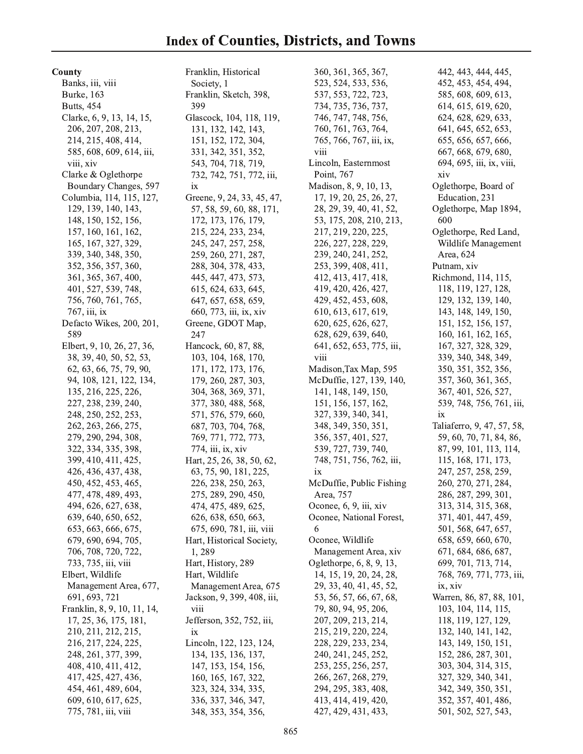# Index of Counties, Districts, and Towns

**County**

- Banks, iii, viii
- Burke, 163
- Butts, 454
- Clarke, 6, 9, 13, 14, 15, 206, 207, 208, 213, 214, 215, 408, 414, 585, 608, 609, 614, iii, viii, xiv
- Clarke & Oglethorpe Boundary Changes, 597
- Columbia, 114, 115, 127, 129, 139, 140, 143, 148, 150, 152, 156, 157, 160, 161, 162, 165, 167, 327, 329, 339, 340, 348, 350, 352, 356, 357, 360, 361, 365, 367, 400, 401, 527, 539, 748, 756, 760, 761, 765, 767, iii, ix
- Defacto Wikes, 200, 201, 589
- Elbert, 9, 10, 26, 27, 36, 38, 39, 40, 50, 52, 53, 62, 63, 66, 75, 79, 90, 94, 108, 121, 122, 134, 135, 216, 225, 226, 227, 238, 239, 240, 248, 250, 252, 253, 262, 263, 266, 275, 279, 290, 294, 308, 322, 334, 335, 398, 399, 410, 411, 425, 426, 436, 437, 438, 450, 452, 453, 465, 477, 478, 489, 493, 494, 626, 627, 638, 639, 640, 650, 652, 653, 663, 666, 675, 679, 690, 694, 705, 706, 708, 720, 722, 733, 735, iii, viii
- Elbert, Wildlife Management Area, 677, 691, 693, 721
- Franklin, 8, 9, 10, 11, 14, 17, 25, 36, 175, 181, 210, 211, 212, 215, 216, 217, 224, 225, 248, 261, 377, 399, 408, 410, 411, 412, 417, 425, 427, 436, 454, 461, 489, 604, 609, 610, 617, 625, 775, 781, iii, viii
- Franklin, Historical Society, 1
- Franklin, Sketch, 398, 399
- Glascock, 104, 118, 119, 131, 132, 142, 143, 151, 152, 172, 304, 331, 342, 351, 352, 543, 704, 718, 719, 732, 742, 751, 772, iii, ix
- Greene, 9, 24, 33, 45, 47, 57, 58, 59, 60, 88, 171, 172, 173, 176, 179, 215, 224, 233, 234, 245, 247, 257, 258, 259, 260, 271, 287, 288, 304, 378, 433, 445, 447, 473, 573, 615, 624, 633, 645, 647, 657, 658, 659, 660, 773, iii, ix, xiv
- Greene, GDOT Map, 247
- Hancock, 60, 87, 88, 103, 104, 168, 170, 171, 172, 173, 176, 179, 260, 287, 303, 304, 368, 369, 371, 377, 380, 488, 568, 571, 576, 579, 660, 687, 703, 704, 768, 769, 771, 772, 773, 774, iii, ix, xiv
- Hart, 25, 26, 38, 50, 62, 63, 75, 90, 181, 225, 226, 238, 250, 263, 275, 289, 290, 450, 474, 475, 489, 625, 626, 638, 650, 663, 675, 690, 781, iii, viii
- Hart, Historical Society, 1, 289
- Hart, History, 289
- Hart, Wildlife Management Area, 675
- Jackson, 9, 399, 408, iii, viii
- Jefferson, 352, 752, iii, ix
- Lincoln, 122, 123, 124, 134, 135, 136, 137, 147, 153, 154, 156, 160, 165, 167, 322, 323, 324, 334, 335, 336, 337, 346, 347, 348, 353, 354, 356, 360, 361, 365, 367, 523, 524, 533, 536, 537, 553, 722, 723, 734, 735, 736, 737, 746, 747, 748, 756, 760, 761, 763, 764, 765, 766, 767, iii, ix, viii
- Lincoln, Easternmost Point, 767
- Madison, 8, 9, 10, 13, 17, 19, 20, 25, 26, 27, 28, 29, 39, 40, 41, 52, 53, 175, 208, 210, 213, 217, 219, 220, 225, 226, 227, 228, 229, 239, 240, 241, 252, 253, 399, 408, 411, 412, 413, 417, 418, 419, 420, 426, 427, 429, 452, 453, 608, 610, 613, 617, 619, 620, 625, 626, 627, 628, 629, 639, 640, 641, 652, 653, 775, iii, viii
- Madison,Tax Map, 595
- McDuffie, 127, 139, 140, 141, 148, 149, 150, 151, 156, 157, 162, 327, 339, 340, 341, 348, 349, 350, 351, 356, 357, 401, 527, 539, 727, 739, 740, 748, 751, 756, 762, iii, ix
- McDuffie, Public Fishing Area, 757
- Oconee, 6, 9, iii, xiv
- Oconee, National Forest, 6
- Oconee, Wildlife Management Area, xiv
- Oglethorpe, 6, 8, 9, 13, 14, 15, 19, 20, 24, 28, 29, 33, 40, 41, 45, 52, 53, 56, 57, 66, 67, 68, 79, 80, 94, 95, 206, 207, 209, 213, 214, 215, 219, 220, 224, 228, 229, 233, 234, 240, 241, 245, 252, 253, 255, 256, 257, 266, 267, 268, 279, 294, 295, 383, 408, 413, 414, 419, 420, 427, 429, 431, 433, 442, 443, 444, 445, 452, 453, 454, 494, 585, 608, 609, 613, 614, 615, 619, 620, 624, 628, 629, 633, 641, 645, 652, 653, 655, 656, 657, 666, 667, 668, 679, 680, 694, 695, iii, ix, viii, xiv
- Oglethorpe, Board of Education, 231
- Oglethorpe, Map 1894, 600
- Oglethorpe, Red Land, Wildlife Management Area, 624
- Putnam, xiv
- Richmond, 114, 115, 118, 119, 127, 128, 129, 132, 139, 140, 143, 148, 149, 150, 151, 152, 156, 157, 160, 161, 162, 165, 167, 327, 328, 329, 339, 340, 348, 349, 350, 351, 352, 356, 357, 360, 361, 365, 367, 401, 526, 527, 539, 748, 756, 761, iii, ix
- Taliaferro, 9, 47, 57, 58, 59, 60, 70, 71, 84, 86, 87, 99, 101, 113, 114, 115, 168, 171, 173, 247, 257, 258, 259, 260, 270, 271, 284, 286, 287, 299, 301, 313, 314, 315, 368, 371, 401, 447, 459, 501, 568, 647, 657, 658, 659, 660, 670, 671, 684, 686, 687, 699, 701, 713, 714, 768, 769, 771, 773, iii, ix, xiv
- Warren, 86, 87, 88, 101, 103, 104, 114, 115, 118, 119, 127, 129, 132, 140, 141, 142, 143, 149, 150, 151, 152, 286, 287, 301, 303, 304, 314, 315, 327, 329, 340, 341, 342, 349, 350, 351, 352, 357, 401, 486, 501, 502, 527, 543,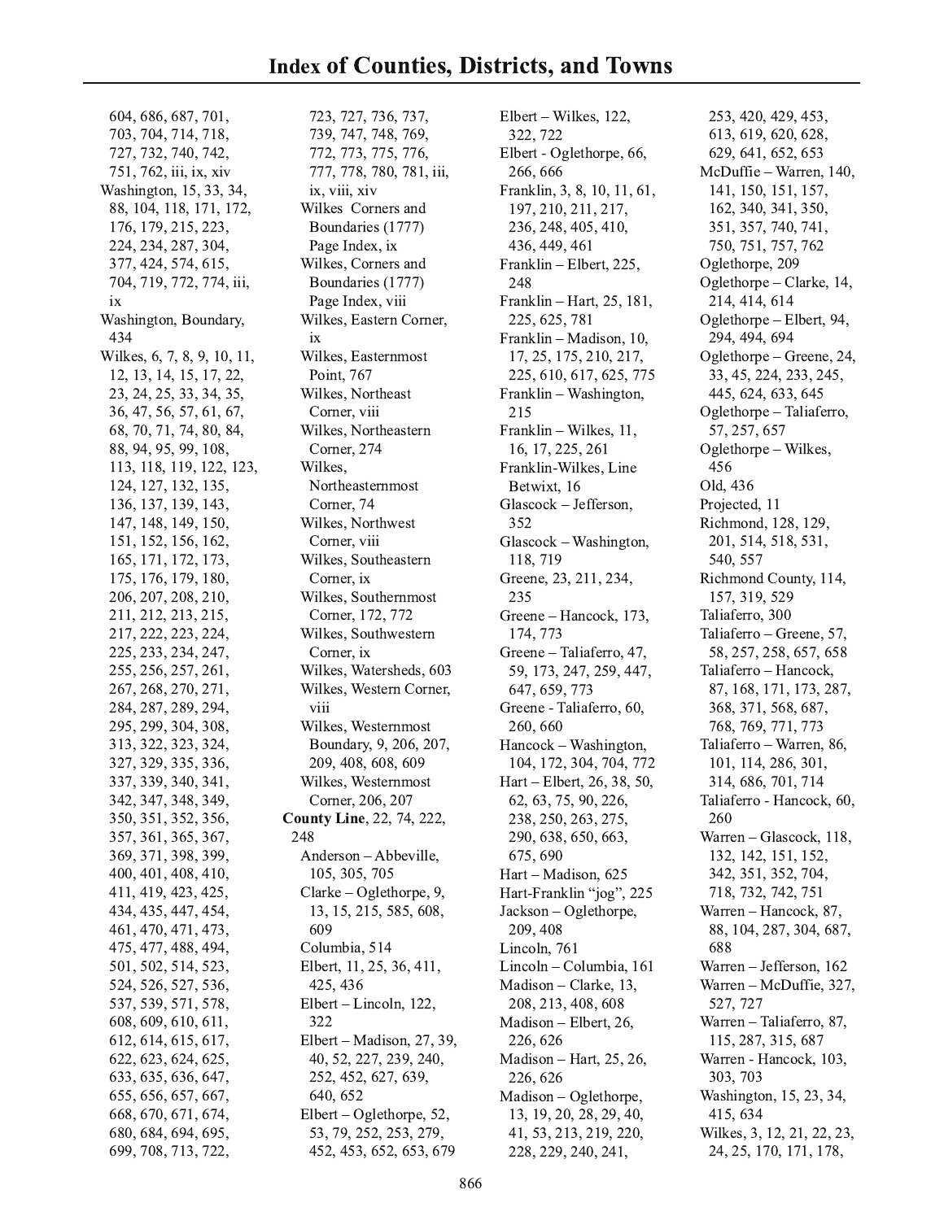# Index of Counties, Districts, and Towns

604, 686, 687, 701, 703, 704, 714, 718, 727, 732, 740, 742, 751, 762, iii, ix, xiv

Washington, 15, 33, 34, 88, 104, 118, 171, 172, 176, 179, 215, 223, 224, 234, 287, 304, 377, 424, 574, 615, 704, 719, 772, 774, iii, ix

Washington, Boundary, 434

Wilkes, 6, 7, 8, 9, 10, 11, 12, 13, 14, 15, 17, 22, 23, 24, 25, 33, 34, 35, 36, 47, 56, 57, 61, 67, 68, 70, 71, 74, 80, 84, 88, 94, 95, 99, 108, 113, 118, 119, 122, 123, 124, 127, 132, 135, 136, 137, 139, 143, 147, 148, 149, 150, 151, 152, 156, 162, 165, 171, 172, 173, 175, 176, 179, 180, 206, 207, 208, 210, 211, 212, 213, 215, 217, 222, 223, 224, 225, 233, 234, 247, 255, 256, 257, 261, 267, 268, 270, 271, 284, 287, 289, 294, 295, 299, 304, 308, 313, 322, 323, 324, 327, 329, 335, 336, 337, 339, 340, 341, 342, 347, 348, 349, 350, 351, 352, 356, 357, 361, 365, 367, 369, 371, 398, 399, 400, 401, 408, 410, 411, 419, 423, 425, 434, 435, 447, 454, 461, 470, 471, 473, 475, 477, 488, 494, 501, 502, 514, 523, 524, 526, 527, 536, 537, 539, 571, 578, 608, 609, 610, 611, 612, 614, 615, 617, 622, 623, 624, 625, 633, 635, 636, 647, 655, 656, 657, 667, 668, 670, 671, 674, 680, 684, 694, 695, 699, 708, 713, 722, 723, 727, 736, 737, 739, 747, 748, 769, 772, 773, 775, 776, 777, 778, 780, 781, iii, ix, viii, xiv

- Wilkes Corners and Boundaries (1777) Page Index, ix
- Wilkes, Corners and Boundaries (1777) Page Index, viii
- Wilkes, Eastern Corner, ix
- Wilkes, Easternmost Point, 767
- Wilkes, Northeast Corner, viii
- Wilkes, Northeastern Corner, 274
- Wilkes, Northeasternmost Corner, 74
- Wilkes, Northwest Corner, viii
- Wilkes, Southeastern Corner, ix
- Wilkes, Southernmost Corner, 172, 772
- Wilkes, Southwestern Corner, ix
- Wilkes, Watersheds, 603
- Wilkes, Western Corner, viii
- Wilkes, Westernmost Boundary, 9, 206, 207, 209, 408, 608, 609
- Wilkes, Westernmost Corner, 206, 207

**County Line**, 22, 74, 222, 248

- Anderson – Abbeville, 105, 305, 705
- Clarke – Oglethorpe, 9, 13, 15, 215, 585, 608, 609
- Columbia, 514
- Elbert, 11, 25, 36, 411, 425, 436
- Elbert – Lincoln, 122, 322
- Elbert – Madison, 27, 39, 40, 52, 227, 239, 240, 252, 452, 627, 639, 640, 652
- Elbert – Oglethorpe, 52, 53, 79, 252, 253, 279, 452, 453, 652, 653, 679
- Elbert – Wilkes, 122, 322, 722
- Elbert - Oglethorpe, 66, 266, 666
- Franklin, 3, 8, 10, 11, 61, 197, 210, 211, 217, 236, 248, 405, 410, 436, 449, 461
- Franklin – Elbert, 225, 248
- Franklin – Hart, 25, 181, 225, 625, 781
- Franklin – Madison, 10, 17, 25, 175, 210, 217, 225, 610, 617, 625, 775
- Franklin – Washington, 215
- Franklin – Wilkes, 11, 16, 17, 225, 261
- Franklin-Wilkes, Line Betwixt, 16
- Glascock – Jefferson, 352
- Glascock – Washington, 118, 719
- Greene, 23, 211, 234, 235
- Greene – Hancock, 173, 174, 773
- Greene – Taliaferro, 47, 59, 173, 247, 259, 447, 647, 659, 773
- Greene - Taliaferro, 60, 260, 660
- Hancock – Washington, 104, 172, 304, 704, 772
- Hart – Elbert, 26, 38, 50, 62, 63, 75, 90, 226, 238, 250, 263, 275, 290, 638, 650, 663, 675, 690
- Hart – Madison, 625
- Hart-Franklin "jog", 225
- Jackson – Oglethorpe, 209, 408
- Lincoln, 761
- Lincoln – Columbia, 161
- Madison – Clarke, 13, 208, 213, 408, 608
- Madison – Elbert, 26, 226, 626
- Madison – Hart, 25, 26, 226, 626
- Madison – Oglethorpe, 13, 19, 20, 28, 29, 40, 41, 53, 213, 219, 220, 228, 229, 240, 241, 253, 420, 429, 453, 613, 619, 620, 628, 629, 641, 652, 653
- McDuffie – Warren, 140, 141, 150, 151, 157, 162, 340, 341, 350, 351, 357, 740, 741, 750, 751, 757, 762
- Oglethorpe, 209
- Oglethorpe – Clarke, 14, 214, 414, 614
- Oglethorpe – Elbert, 94, 294, 494, 694
- Oglethorpe – Greene, 24, 33, 45, 224, 233, 245, 445, 624, 633, 645
- Oglethorpe – Taliaferro, 57, 257, 657
- Oglethorpe – Wilkes, 456
- Old, 436
- Projected, 11
- Richmond, 128, 129, 201, 514, 518, 531, 540, 557
- Richmond County, 114, 157, 319, 529
- Taliaferro, 300
- Taliaferro – Greene, 57, 58, 257, 258, 657, 658
- Taliaferro – Hancock, 87, 168, 171, 173, 287, 368, 371, 568, 687, 768, 769, 771, 773
- Taliaferro – Warren, 86, 101, 114, 286, 301, 314, 686, 701, 714
- Taliaferro - Hancock, 60, 260
- Warren – Glascock, 118, 132, 142, 151, 152, 342, 351, 352, 704, 718, 732, 742, 751
- Warren – Hancock, 87, 88, 104, 287, 304, 687, 688
- Warren – Jefferson, 162
- Warren – McDuffie, 327, 527, 727
- Warren – Taliaferro, 87, 115, 287, 315, 687
- Warren - Hancock, 103, 303, 703
- Washington, 15, 23, 34, 415, 634
- Wilkes, 3, 12, 21, 22, 23, 24, 25, 170, 171, 178,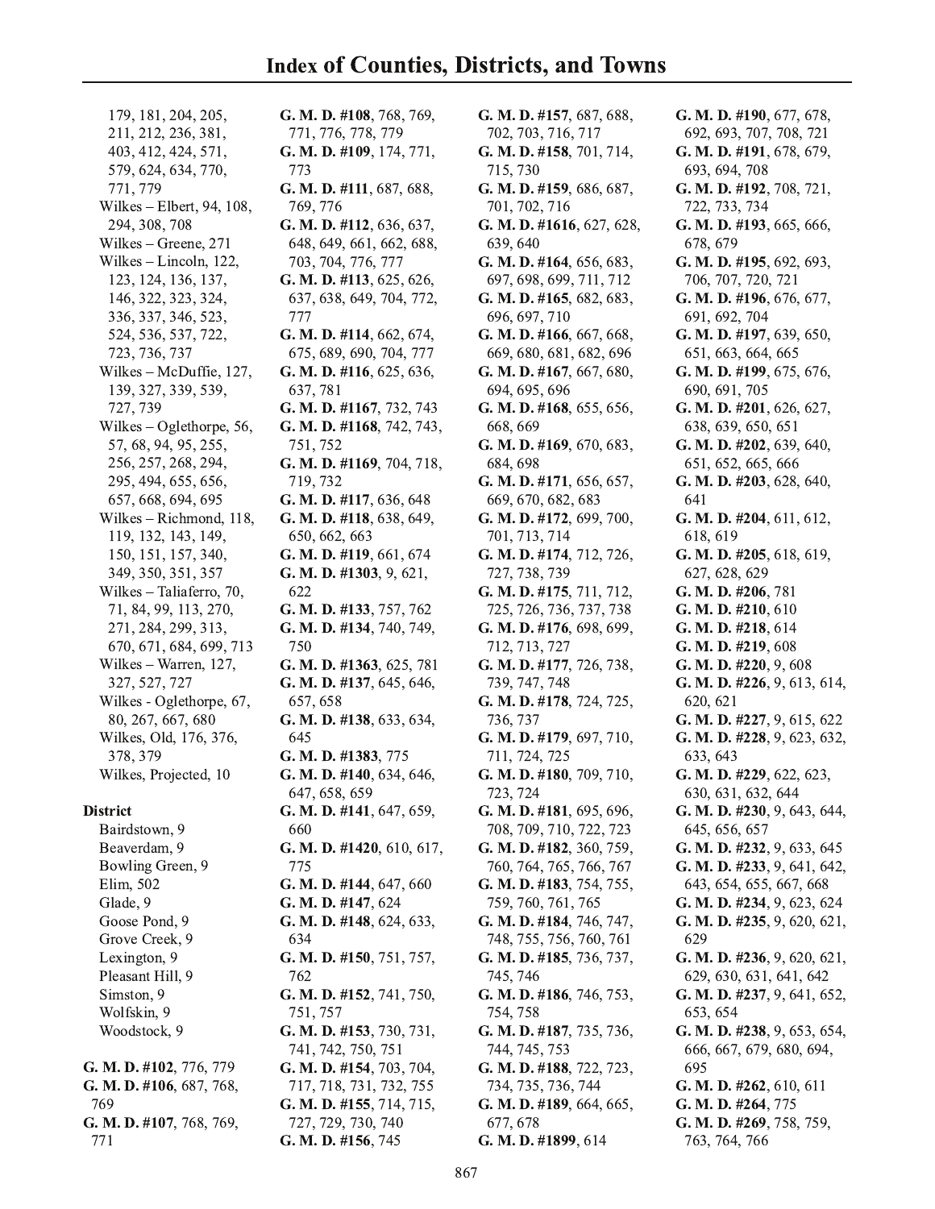# Index of Counties, Districts, and Towns

179, 181, 204, 205, 211, 212, 236, 381, 403, 412, 424, 571, 579, 624, 634, 770, 771, 779

Wilkes – Elbert, 94, 108, 294, 308, 708

Wilkes – Greene, 271

Wilkes – Lincoln, 122, 123, 124, 136, 137, 146, 322, 323, 324, 336, 337, 346, 523, 524, 536, 537, 722, 723, 736, 737

Wilkes – McDuffie, 127, 139, 327, 339, 539, 727, 739

Wilkes – Oglethorpe, 56, 57, 68, 94, 95, 255, 256, 257, 268, 294, 295, 494, 655, 656, 657, 668, 694, 695

Wilkes – Richmond, 118, 119, 132, 143, 149, 150, 151, 157, 340, 349, 350, 351, 357

Wilkes – Taliaferro, 70, 71, 84, 99, 113, 270, 271, 284, 299, 313, 670, 671, 684, 699, 713

Wilkes – Warren, 127, 327, 527, 727

Wilkes - Oglethorpe, 67, 80, 267, 667, 680

Wilkes, Old, 176, 376, 378, 379

Wilkes, Projected, 10

**District**

Bairdstown, 9

Beaverdam, 9

Bowling Green, 9

Elm, 502

Glade, 9

Goose Pond, 9

Grove Creek, 9

Lexington, 9

Pleasant Hill, 9

Simston, 9

Wolfskin, 9

Woodstock, 9

**G. M. D. #102**, 776, 779

**G. M. D. #106**, 687, 768, 769

**G. M. D. #107**, 768, 769, 771

**G. M. D. #108**, 768, 769, 771, 776, 778, 779

**G. M. D. #109**, 174, 771, 773

**G. M. D. #111**, 687, 688, 769, 776

**G. M. D. #112**, 636, 637, 648, 649, 661, 662, 688, 703, 704, 776, 777

**G. M. D. #113**, 625, 626, 637, 638, 649, 704, 772, 777

**G. M. D. #114**, 662, 674, 675, 689, 690, 704, 777

**G. M. D. #116**, 625, 636, 637, 781

**G. M. D. #1167**, 732, 743

**G. M. D. #1168**, 742, 743, 751, 752

**G. M. D. #1169**, 704, 718, 719, 732

**G. M. D. #117**, 636, 648

**G. M. D. #118**, 638, 649, 650, 662, 663

**G. M. D. #119**, 661, 674

**G. M. D. #1303**, 9, 621, 622

**G. M. D. #133**, 757, 762

**G. M. D. #134**, 740, 749, 750

**G. M. D. #1363**, 625, 781

**G. M. D. #137**, 645, 646, 657, 658

**G. M. D. #138**, 633, 634, 645

**G. M. D. #1383**, 775

**G. M. D. #140**, 634, 646, 647, 658, 659

**G. M. D. #141**, 647, 659, 660

**G. M. D. #1420**, 610, 617, 775

**G. M. D. #144**, 647, 660

**G. M. D. #147**, 624

**G. M. D. #148**, 624, 633, 634

**G. M. D. #150**, 751, 757, 762

**G. M. D. #152**, 741, 750, 751, 757

**G. M. D. #153**, 730, 731, 741, 742, 750, 751

**G. M. D. #154**, 703, 704, 717, 718, 731, 732, 755

**G. M. D. #155**, 714, 715, 727, 729, 730, 740

**G. M. D. #156**, 745

**G. M. D. #157**, 687, 688, 702, 703, 716, 717

**G. M. D. #158**, 701, 714, 715, 730

**G. M. D. #159**, 686, 687, 701, 702, 716

**G. M. D. #1616**, 627, 628, 639, 640

**G. M. D. #164**, 656, 683, 697, 698, 699, 711, 712

**G. M. D. #165**, 682, 683, 696, 697, 710

**G. M. D. #166**, 667, 668, 669, 680, 681, 682, 696

**G. M. D. #167**, 667, 680, 694, 695, 696

**G. M. D. #168**, 655, 656, 668, 669

**G. M. D. #169**, 670, 683, 684, 698

**G. M. D. #171**, 656, 657, 669, 670, 682, 683

**G. M. D. #172**, 699, 700, 701, 713, 714

**G. M. D. #174**, 712, 726, 727, 738, 739

**G. M. D. #175**, 711, 712, 725, 726, 736, 737, 738

**G. M. D. #176**, 698, 699, 712, 713, 727

**G. M. D. #177**, 726, 738, 739, 747, 748

**G. M. D. #178**, 724, 725, 736, 737

**G. M. D. #179**, 697, 710, 711, 724, 725

**G. M. D. #180**, 709, 710, 723, 724

**G. M. D. #181**, 695, 696, 708, 709, 710, 722, 723

**G. M. D. #182**, 360, 759, 760, 764, 765, 766, 767

**G. M. D. #183**, 754, 755, 759, 760, 761, 765

**G. M. D. #184**, 746, 747, 748, 755, 756, 760, 761

**G. M. D. #185**, 736, 737, 745, 746

**G. M. D. #186**, 746, 753, 754, 758

**G. M. D. #187**, 735, 736, 744, 745, 753

**G. M. D. #188**, 722, 723, 734, 735, 736, 744

**G. M. D. #189**, 664, 665, 677, 678

**G. M. D. #1899**, 614

**G. M. D. #190**, 677, 678, 692, 693, 707, 708, 721

**G. M. D. #191**, 678, 679, 693, 694, 708

**G. M. D. #192**, 708, 721, 722, 733, 734

**G. M. D. #193**, 665, 666, 678, 679

**G. M. D. #195**, 692, 693, 706, 707, 720, 721

**G. M. D. #196**, 676, 677, 691, 692, 704

**G. M. D. #197**, 639, 650, 651, 663, 664, 665

**G. M. D. #199**, 675, 676, 690, 691, 705

**G. M. D. #201**, 626, 627, 638, 639, 650, 651

**G. M. D. #202**, 639, 640, 651, 652, 665, 666

**G. M. D. #203**, 628, 640, 641

**G. M. D. #204**, 611, 612, 618, 619

**G. M. D. #205**, 618, 619, 627, 628, 629

**G. M. D. #206**, 781

**G. M. D. #210**, 610

**G. M. D. #218**, 614

**G. M. D. #219**, 608

**G. M. D. #220**, 9, 608

**G. M. D. #226**, 9, 613, 614, 620, 621

**G. M. D. #227**, 9, 615, 622

**G. M. D. #228**, 9, 623, 632, 633, 643

**G. M. D. #229**, 622, 623, 630, 631, 632, 644

**G. M. D. #230**, 9, 643, 644, 645, 656, 657

**G. M. D. #232**, 9, 633, 645

**G. M. D. #233**, 9, 641, 642, 643, 654, 655, 667, 668

**G. M. D. #234**, 9, 623, 624

**G. M. D. #235**, 9, 620, 621, 629

**G. M. D. #236**, 9, 620, 621, 629, 630, 631, 641, 642

**G. M. D. #237**, 9, 641, 652, 653, 654

**G. M. D. #238**, 9, 653, 654, 666, 667, 679, 680, 694, 695

**G. M. D. #262**, 610, 611

**G. M. D. #264**, 775

**G. M. D. #269**, 758, 759, 763, 764, 766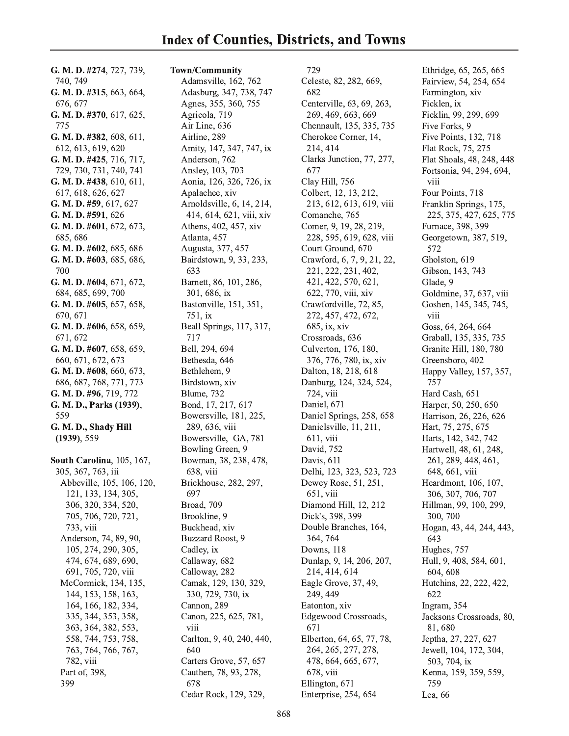# Index of Counties, Districts, and Towns

**G. M. D. #274**, 727, 739, 740, 749
**G. M. D. #315**, 663, 664, 676, 677
**G. M. D. #370**, 617, 625, 775
**G. M. D. #382**, 608, 611, 612, 613, 619, 620
**G. M. D. #425**, 716, 717, 729, 730, 731, 740, 741
**G. M. D. #438**, 610, 611, 617, 618, 626, 627
**G. M. D. #59**, 617, 627
**G. M. D. #591**, 626
**G. M. D. #601**, 672, 673, 685, 686
**G. M. D. #602**, 685, 686
**G. M. D. #603**, 685, 686, 700
**G. M. D. #604**, 671, 672, 684, 685, 699, 700
**G. M. D. #605**, 657, 658, 670, 671
**G. M. D. #606**, 658, 659, 671, 672
**G. M. D. #607**, 658, 659, 660, 671, 672, 673
**G. M. D. #608**, 660, 673, 686, 687, 768, 771, 773
**G. M. D. #96**, 719, 772
**G. M. D., Parks (1939)**, 559
**G. M. D., Shady Hill (1939)**, 559

**South Carolina**, 105, 167, 305, 367, 763, iii
- Abbeville, 105, 106, 120, 121, 133, 134, 305, 306, 320, 334, 520, 705, 706, 720, 721, 733, viii
- Anderson, 74, 89, 90, 105, 274, 290, 305, 474, 674, 689, 690, 691, 705, 720, viii
- McCormick, 134, 135, 144, 153, 158, 163, 164, 166, 182, 334, 335, 344, 353, 358, 363, 364, 382, 553, 558, 744, 753, 758, 763, 764, 766, 767, 782, viii
- Part of, 398, 399

**Town/Community**
- Adamsville, 162, 762
- Adasburg, 347, 738, 747
- Agnes, 355, 360, 755
- Agricola, 719
- Air Line, 636
- Airline, 289
- Amity, 147, 347, 747, ix
- Anderson, 762
- Ansley, 103, 703
- Aonia, 126, 326, 726, ix
- Apalachee, xiv
- Arnoldsville, 6, 14, 214, 414, 614, 621, viii, xiv
- Athens, 402, 457, xiv
- Atlanta, 457
- Augusta, 377, 457
- Bairdstown, 9, 33, 233, 633
- Barnett, 86, 101, 286, 301, 686, ix
- Bastonville, 151, 351, 751, ix
- Beall Springs, 117, 317, 717
- Bell, 294, 694
- Bethesda, 646
- Bethlehem, 9
- Birdstown, xiv
- Blume, 732
- Bond, 17, 217, 617
- Bowersville, 181, 225, 289, 636, viii
- Bowersville, GA, 781
- Bowling Green, 9
- Bowman, 38, 238, 478, 638, viii
- Brickhouse, 282, 297, 697
- Broad, 709
- Brookline, 9
- Buckhead, xiv
- Buzzard Roost, 9
- Cadley, ix
- Callaway, 682
- Calloway, 282
- Camak, 129, 130, 329, 330, 729, 730, ix
- Cannon, 289
- Canon, 225, 625, 781, viii
- Carlton, 9, 40, 240, 440, 640
- Carters Grove, 57, 657
- Cauthen, 78, 93, 278, 678
- Cedar Rock, 129, 329, 729
- Celeste, 82, 282, 669, 682
- Centerville, 63, 69, 263, 269, 469, 663, 669
- Chennault, 135, 335, 735
- Cherokee Corner, 14, 214, 414
- Clarks Junction, 77, 277, 677
- Clay Hill, 756
- Colbert, 12, 13, 212, 213, 612, 613, 619, viii
- Comanche, 765
- Comer, 9, 19, 28, 219, 228, 595, 619, 628, viii
- Court Ground, 670
- Crawford, 6, 7, 9, 21, 22, 221, 222, 231, 402, 421, 422, 570, 621, 622, 770, viii, xiv
- Crawfordville, 72, 85, 272, 457, 472, 672, 685, ix, xiv
- Crossroads, 636
- Culverton, 176, 180, 376, 776, 780, ix, xiv
- Dalton, 18, 218, 618
- Danburg, 124, 324, 524, 724, viii
- Daniel, 671
- Daniel Springs, 258, 658
- Danielsville, 11, 211, 611, viii
- David, 752
- Davis, 611
- Delhi, 123, 323, 523, 723
- Dewey Rose, 51, 251, 651, viii
- Diamond Hill, 12, 212
- Dick's, 398, 399
- Double Branches, 164, 364, 764
- Downs, 118
- Dunlap, 9, 14, 206, 207, 214, 414, 614
- Eagle Grove, 37, 49, 249, 449
- Eatonton, xiv
- Edgewood Crossroads, 671
- Elberton, 64, 65, 77, 78, 264, 265, 277, 278, 478, 664, 665, 677, 678, viii
- Ellington, 671
- Enterprise, 254, 654
- Ethridge, 65, 265, 665
- Fairview, 54, 254, 654
- Farmington, xiv
- Ficklen, ix
- Ficklin, 99, 299, 699
- Five Forks, 9
- Five Points, 132, 718
- Flat Rock, 75, 275
- Flat Shoals, 48, 248, 448
- Fortsonia, 94, 294, 694, viii
- Four Points, 718
- Franklin Springs, 175, 225, 375, 427, 625, 775
- Furnace, 398, 399
- Georgetown, 387, 519, 572
- Gholston, 619
- Gibson, 143, 743
- Glade, 9
- Goldmine, 37, 637, viii
- Goshen, 145, 345, 745, viii
- Goss, 64, 264, 664
- Graball, 135, 335, 735
- Granite Hill, 180, 780
- Greensboro, 402
- Happy Valley, 157, 357, 757
- Hard Cash, 651
- Harper, 50, 250, 650
- Harrison, 26, 226, 626
- Hart, 75, 275, 675
- Harts, 142, 342, 742
- Hartwell, 48, 61, 248, 261, 289, 448, 461, 648, 661, viii
- Heardmont, 106, 107, 306, 307, 706, 707
- Hillman, 99, 100, 299, 300, 700
- Hogan, 43, 44, 244, 443, 643
- Hughes, 757
- Hull, 9, 408, 584, 601, 604, 608
- Hutchins, 22, 222, 422, 622
- Ingram, 354
- Jacksons Crossroads, 80, 81, 680
- Jeptha, 27, 227, 627
- Jewell, 104, 172, 304, 503, 704, ix
- Kenna, 159, 359, 559, 759
- Lea, 66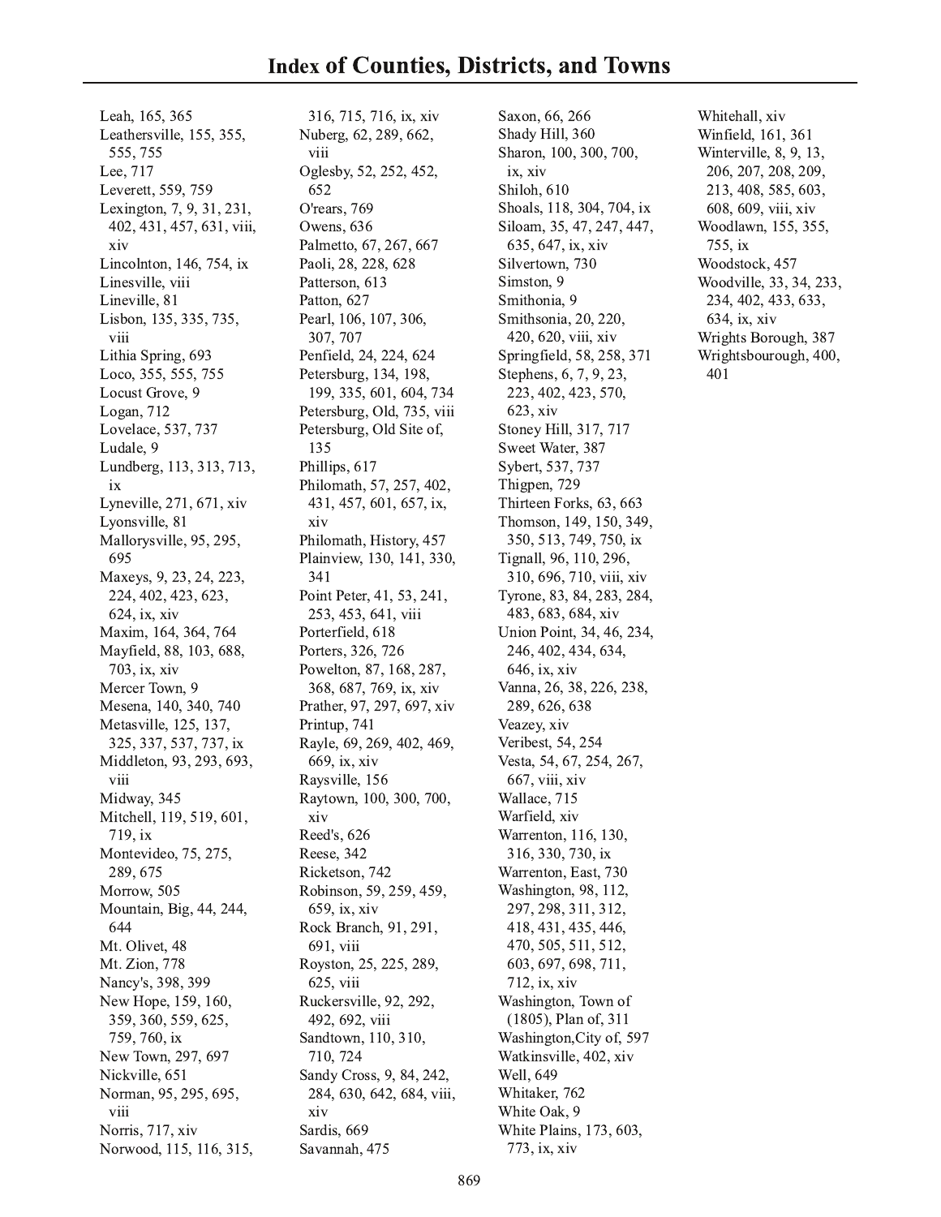# Index of Counties, Districts, and Towns

Leah, 165, 365
Leathersville, 155, 355, 555, 755
Lee, 717
Leverett, 559, 759
Lexington, 7, 9, 31, 231, 402, 431, 457, 631, viii, xiv
Lincolnton, 146, 754, ix
Linesville, viii
Lineville, 81
Lisbon, 135, 335, 735, viii
Lithia Spring, 693
Loco, 355, 555, 755
Locust Grove, 9
Logan, 712
Lovelace, 537, 737
Ludale, 9
Lundberg, 113, 313, 713, ix
Lyneville, 271, 671, xiv
Lyonsville, 81
Mallorysville, 95, 295, 695
Maxeys, 9, 23, 24, 223, 224, 402, 423, 623, 624, ix, xiv
Maxim, 164, 364, 764
Mayfield, 88, 103, 688, 703, ix, xiv
Mercer Town, 9
Mesena, 140, 340, 740
Metasville, 125, 137, 325, 337, 537, 737, ix
Middleton, 93, 293, 693, viii
Midway, 345
Mitchell, 119, 519, 601, 719, ix
Montevideo, 75, 275, 289, 675
Morrow, 505
Mountain, Big, 44, 244, 644
Mt. Olivet, 48
Mt. Zion, 778
Nancy's, 398, 399
New Hope, 159, 160, 359, 360, 559, 625, 759, 760, ix
New Town, 297, 697
Nickville, 651
Norman, 95, 295, 695, viii
Norris, 717, xiv
Norwood, 115, 116, 315, 316, 715, 716, ix, xiv
Nuberg, 62, 289, 662, viii
Oglesby, 52, 252, 452, 652
O'rears, 769
Owens, 636
Palmetto, 67, 267, 667
Paoli, 28, 228, 628
Patterson, 613
Patton, 627
Pearl, 106, 107, 306, 307, 707
Penfield, 24, 224, 624
Petersburg, 134, 198, 199, 335, 601, 604, 734
Petersburg, Old, 735, viii
Petersburg, Old Site of, 135
Phillips, 617
Philomath, 57, 257, 402, 431, 457, 601, 657, ix, xiv
Philomath, History, 457
Plainview, 130, 141, 330, 341
Point Peter, 41, 53, 241, 253, 453, 641, viii
Porterfield, 618
Porters, 326, 726
Powelton, 87, 168, 287, 368, 687, 769, ix, xiv
Prather, 97, 297, 697, xiv
Printup, 741
Rayle, 69, 269, 402, 469, 669, ix, xiv
Raysville, 156
Raytown, 100, 300, 700, xiv
Reed's, 626
Reese, 342
Ricketson, 742
Robinson, 59, 259, 459, 659, ix, xiv
Rock Branch, 91, 291, 691, viii
Royston, 25, 225, 289, 625, viii
Ruckersville, 92, 292, 492, 692, viii
Sandtown, 110, 310, 710, 724
Sandy Cross, 9, 84, 242, 284, 630, 642, 684, viii, xiv
Sardis, 669
Savannah, 475
Saxon, 66, 266
Shady Hill, 360
Sharon, 100, 300, 700, ix, xiv
Shiloh, 610
Shoals, 118, 304, 704, ix
Siloam, 35, 47, 247, 447, 635, 647, ix, xiv
Silvertown, 730
Simston, 9
Smithonia, 9
Smithsonia, 20, 220, 420, 620, viii, xiv
Springfield, 58, 258, 371
Stephens, 6, 7, 9, 23, 223, 402, 423, 570, 623, xiv
Stoney Hill, 317, 717
Sweet Water, 387
Sybert, 537, 737
Thigpen, 729
Thirteen Forks, 63, 663
Thomson, 149, 150, 349, 350, 513, 749, 750, ix
Tignall, 96, 110, 296, 310, 696, 710, viii, xiv
Tyrone, 83, 84, 283, 284, 483, 683, 684, xiv
Union Point, 34, 46, 234, 246, 402, 434, 634, 646, ix, xiv
Vanna, 26, 38, 226, 238, 289, 626, 638
Veazey, xiv
Veribest, 54, 254
Vesta, 54, 67, 254, 267, 667, viii, xiv
Wallace, 715
Warfield, xiv
Warrenton, 116, 130, 316, 330, 730, ix
Warrenton, East, 730
Washington, 98, 112, 297, 298, 311, 312, 418, 431, 435, 446, 470, 505, 511, 512, 603, 697, 698, 711, 712, ix, xiv
Washington, Town of (1805), Plan of, 311
Washington,City of, 597
Watkinsville, 402, xiv
Well, 649
Whitaker, 762
White Oak, 9
White Plains, 173, 603, 773, ix, xiv
Whitehall, xiv
Winfield, 161, 361
Winterville, 8, 9, 13, 206, 207, 208, 209, 213, 408, 585, 603, 608, 609, viii, xiv
Woodlawn, 155, 355, 755, ix
Woodstock, 457
Woodville, 33, 34, 233, 234, 402, 433, 633, 634, ix, xiv
Wrights Borough, 387
Wrightsbourough, 400, 401